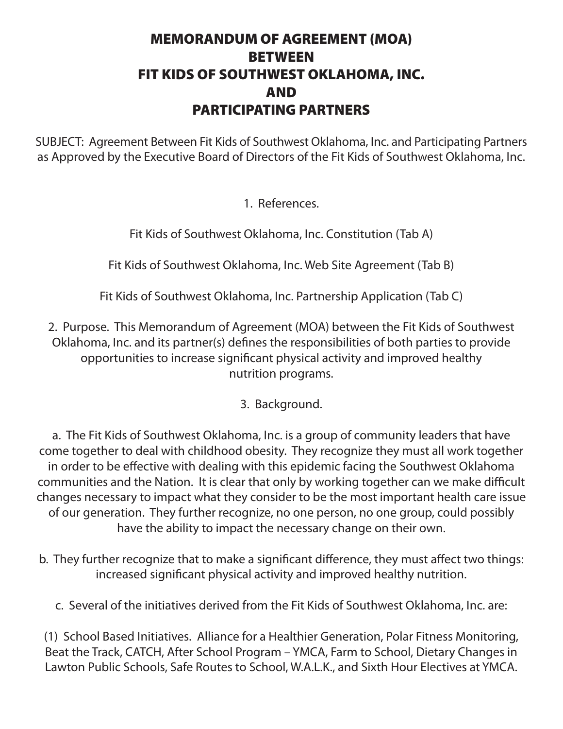# MEMORANDUM OF AGREEMENT (MOA)
# BETWEEN
# FIT KIDS OF SOUTHWEST OKLAHOMA, INC.
# AND
# PARTICIPATING PARTNERS

SUBJECT: Agreement Between Fit Kids of Southwest Oklahoma, Inc. and Participating Partners as Approved by the Executive Board of Directors of the Fit Kids of Southwest Oklahoma, Inc.

1. References.

Fit Kids of Southwest Oklahoma, Inc. Constitution (Tab A)

Fit Kids of Southwest Oklahoma, Inc. Web Site Agreement (Tab B)

Fit Kids of Southwest Oklahoma, Inc. Partnership Application (Tab C)

2. Purpose. This Memorandum of Agreement (MOA) between the Fit Kids of Southwest Oklahoma, Inc. and its partner(s) defines the responsibilities of both parties to provide opportunities to increase significant physical activity and improved healthy nutrition programs.

3. Background.

a. The Fit Kids of Southwest Oklahoma, Inc. is a group of community leaders that have come together to deal with childhood obesity. They recognize they must all work together in order to be effective with dealing with this epidemic facing the Southwest Oklahoma communities and the Nation. It is clear that only by working together can we make difficult changes necessary to impact what they consider to be the most important health care issue of our generation. They further recognize, no one person, no one group, could possibly have the ability to impact the necessary change on their own.

b. They further recognize that to make a significant difference, they must affect two things: increased significant physical activity and improved healthy nutrition.

c. Several of the initiatives derived from the Fit Kids of Southwest Oklahoma, Inc. are:

(1) School Based Initiatives. Alliance for a Healthier Generation, Polar Fitness Monitoring, Beat the Track, CATCH, After School Program – YMCA, Farm to School, Dietary Changes in Lawton Public Schools, Safe Routes to School, W.A.L.K., and Sixth Hour Electives at YMCA.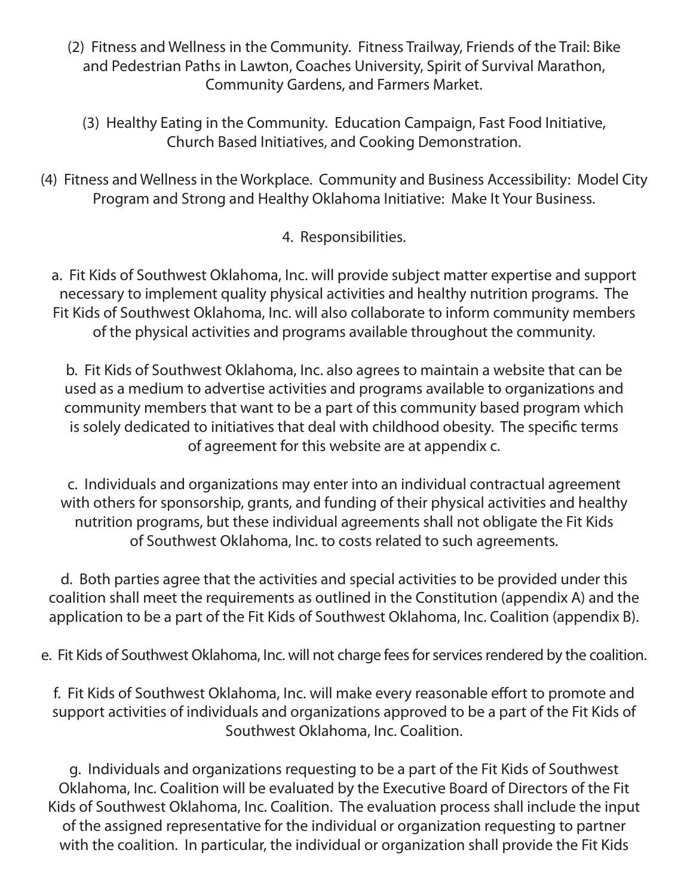(2) Fitness and Wellness in the Community. Fitness Trailway, Friends of the Trail: Bike and Pedestrian Paths in Lawton, Coaches University, Spirit of Survival Marathon, Community Gardens, and Farmers Market.

(3) Healthy Eating in the Community. Education Campaign, Fast Food Initiative, Church Based Initiatives, and Cooking Demonstration.

(4) Fitness and Wellness in the Workplace. Community and Business Accessibility: Model City Program and Strong and Healthy Oklahoma Initiative: Make It Your Business.

4. Responsibilities.

a. Fit Kids of Southwest Oklahoma, Inc. will provide subject matter expertise and support necessary to implement quality physical activities and healthy nutrition programs. The Fit Kids of Southwest Oklahoma, Inc. will also collaborate to inform community members of the physical activities and programs available throughout the community.

b. Fit Kids of Southwest Oklahoma, Inc. also agrees to maintain a website that can be used as a medium to advertise activities and programs available to organizations and community members that want to be a part of this community based program which is solely dedicated to initiatives that deal with childhood obesity. The specific terms of agreement for this website are at appendix c.

c. Individuals and organizations may enter into an individual contractual agreement with others for sponsorship, grants, and funding of their physical activities and healthy nutrition programs, but these individual agreements shall not obligate the Fit Kids of Southwest Oklahoma, Inc. to costs related to such agreements.

d. Both parties agree that the activities and special activities to be provided under this coalition shall meet the requirements as outlined in the Constitution (appendix A) and the application to be a part of the Fit Kids of Southwest Oklahoma, Inc. Coalition (appendix B).

e. Fit Kids of Southwest Oklahoma, Inc. will not charge fees for services rendered by the coalition.

f. Fit Kids of Southwest Oklahoma, Inc. will make every reasonable effort to promote and support activities of individuals and organizations approved to be a part of the Fit Kids of Southwest Oklahoma, Inc. Coalition.

g. Individuals and organizations requesting to be a part of the Fit Kids of Southwest Oklahoma, Inc. Coalition will be evaluated by the Executive Board of Directors of the Fit Kids of Southwest Oklahoma, Inc. Coalition. The evaluation process shall include the input of the assigned representative for the individual or organization requesting to partner with the coalition. In particular, the individual or organization shall provide the Fit Kids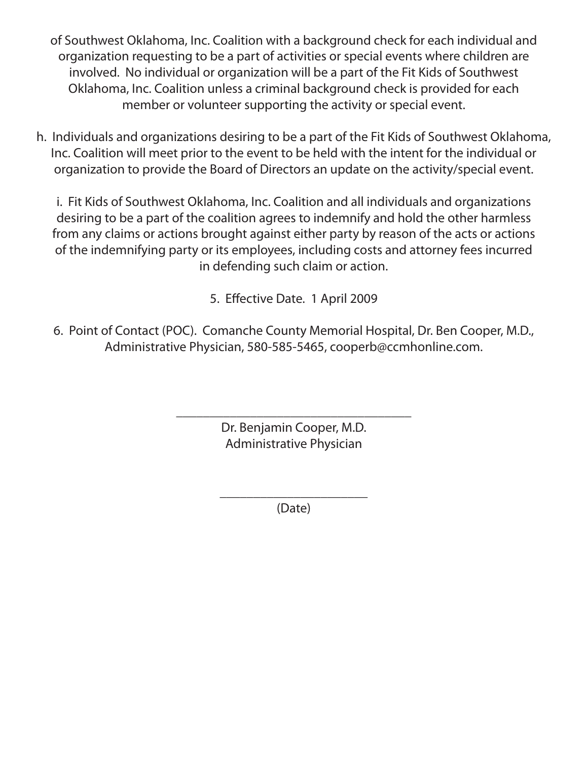of Southwest Oklahoma, Inc. Coalition with a background check for each individual and organization requesting to be a part of activities or special events where children are involved. No individual or organization will be a part of the Fit Kids of Southwest Oklahoma, Inc. Coalition unless a criminal background check is provided for each member or volunteer supporting the activity or special event.

h. Individuals and organizations desiring to be a part of the Fit Kids of Southwest Oklahoma, Inc. Coalition will meet prior to the event to be held with the intent for the individual or organization to provide the Board of Directors an update on the activity/special event.

i. Fit Kids of Southwest Oklahoma, Inc. Coalition and all individuals and organizations desiring to be a part of the coalition agrees to indemnify and hold the other harmless from any claims or actions brought against either party by reason of the acts or actions of the indemnifying party or its employees, including costs and attorney fees incurred in defending such claim or action.

5. Effective Date. 1 April 2009

6. Point of Contact (POC). Comanche County Memorial Hospital, Dr. Ben Cooper, M.D., Administrative Physician, 580-585-5465, cooperb@ccmhonline.com.

\_\_\_\_\_\_\_\_\_\_\_\_\_\_\_\_\_\_\_\_\_\_\_\_\_\_\_\_\_\_\_\_\_\_\_\_\_\_

Dr. Benjamin Cooper, M.D.
Administrative Physician

\_\_\_\_\_\_\_\_\_\_\_\_\_\_\_\_\_\_\_\_\_\_\_\_

(Date)